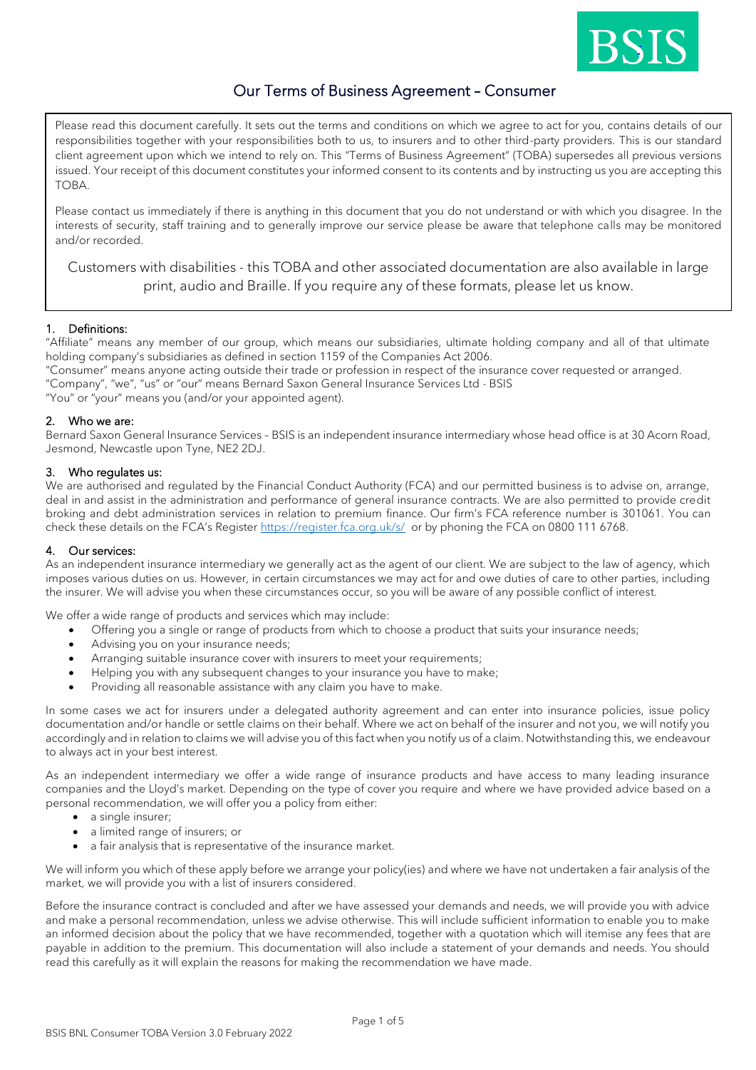BSIS

# Our Terms of Business Agreement – Consumer

Please read this document carefully. It sets out the terms and conditions on which we agree to act for you, contains details of our responsibilities together with your responsibilities both to us, to insurers and to other third-party providers. This is our standard client agreement upon which we intend to rely on. This "Terms of Business Agreement" (TOBA) supersedes all previous versions issued. Your receipt of this document constitutes your informed consent to its contents and by instructing us you are accepting this TOBA.

Please contact us immediately if there is anything in this document that you do not understand or with which you disagree. In the interests of security, staff training and to generally improve our service please be aware that telephone calls may be monitored and/or recorded.

Customers with disabilities - this TOBA and other associated documentation are also available in large print, audio and Braille. If you require any of these formats, please let us know.

## 1. Definitions:

"Affiliate" means any member of our group, which means our subsidiaries, ultimate holding company and all of that ultimate holding company's subsidiaries as defined in section 1159 of the Companies Act 2006.

"Consumer" means anyone acting outside their trade or profession in respect of the insurance cover requested or arranged.

"Company", "we", "us" or "our" means Bernard Saxon General Insurance Services Ltd - BSIS

"You" or "your" means you (and/or your appointed agent).

## 2. Who we are:

Bernard Saxon General Insurance Services – BSIS is an independent insurance intermediary whose head office is at 30 Acorn Road, Jesmond, Newcastle upon Tyne, NE2 2DJ.

## 3. Who regulates us:

We are authorised and regulated by the Financial Conduct Authority (FCA) and our permitted business is to advise on, arrange, deal in and assist in the administration and performance of general insurance contracts. We are also permitted to provide credit broking and debt administration services in relation to premium finance. Our firm's FCA reference number is 301061. You can check these details on the FCA's Register https://register.fca.org.uk/s/ or by phoning the FCA on 0800 111 6768.

## 4. Our services:

As an independent insurance intermediary we generally act as the agent of our client. We are subject to the law of agency, which imposes various duties on us. However, in certain circumstances we may act for and owe duties of care to other parties, including the insurer. We will advise you when these circumstances occur, so you will be aware of any possible conflict of interest.

We offer a wide range of products and services which may include:

- Offering you a single or range of products from which to choose a product that suits your insurance needs;
- Advising you on your insurance needs;
- Arranging suitable insurance cover with insurers to meet your requirements;
- Helping you with any subsequent changes to your insurance you have to make;
- Providing all reasonable assistance with any claim you have to make.

In some cases we act for insurers under a delegated authority agreement and can enter into insurance policies, issue policy documentation and/or handle or settle claims on their behalf. Where we act on behalf of the insurer and not you, we will notify you accordingly and in relation to claims we will advise you of this fact when you notify us of a claim. Notwithstanding this, we endeavour to always act in your best interest.

As an independent intermediary we offer a wide range of insurance products and have access to many leading insurance companies and the Lloyd's market. Depending on the type of cover you require and where we have provided advice based on a personal recommendation, we will offer you a policy from either:

- a single insurer;
- a limited range of insurers; or
- a fair analysis that is representative of the insurance market.

We will inform you which of these apply before we arrange your policy(ies) and where we have not undertaken a fair analysis of the market, we will provide you with a list of insurers considered.

Before the insurance contract is concluded and after we have assessed your demands and needs, we will provide you with advice and make a personal recommendation, unless we advise otherwise. This will include sufficient information to enable you to make an informed decision about the policy that we have recommended, together with a quotation which will itemise any fees that are payable in addition to the premium. This documentation will also include a statement of your demands and needs. You should read this carefully as it will explain the reasons for making the recommendation we have made.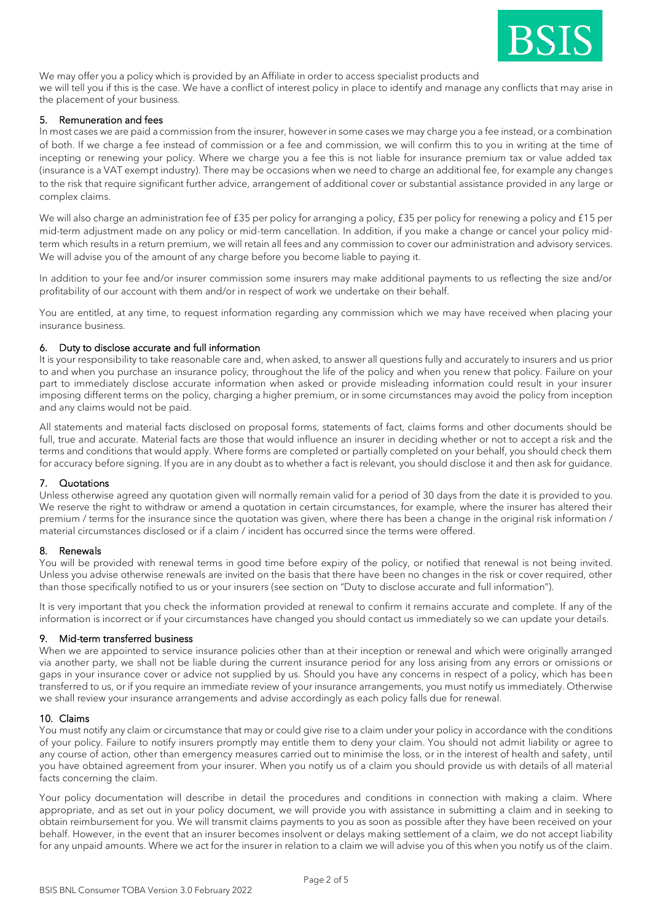We may offer you a policy which is provided by an Affiliate in order to access specialist products and we will tell you if this is the case. We have a conflict of interest policy in place to identify and manage any conflicts that may arise in the placement of your business.

## 5. Remuneration and fees

In most cases we are paid a commission from the insurer, however in some cases we may charge you a fee instead, or a combination of both. If we charge a fee instead of commission or a fee and commission, we will confirm this to you in writing at the time of incepting or renewing your policy. Where we charge you a fee this is not liable for insurance premium tax or value added tax (insurance is a VAT exempt industry). There may be occasions when we need to charge an additional fee, for example any changes to the risk that require significant further advice, arrangement of additional cover or substantial assistance provided in any large or complex claims.

We will also charge an administration fee of £35 per policy for arranging a policy, £35 per policy for renewing a policy and £15 per mid-term adjustment made on any policy or mid-term cancellation. In addition, if you make a change or cancel your policy mid-term which results in a return premium, we will retain all fees and any commission to cover our administration and advisory services. We will advise you of the amount of any charge before you become liable to paying it.

In addition to your fee and/or insurer commission some insurers may make additional payments to us reflecting the size and/or profitability of our account with them and/or in respect of work we undertake on their behalf.

You are entitled, at any time, to request information regarding any commission which we may have received when placing your insurance business.

## 6. Duty to disclose accurate and full information

It is your responsibility to take reasonable care and, when asked, to answer all questions fully and accurately to insurers and us prior to and when you purchase an insurance policy, throughout the life of the policy and when you renew that policy. Failure on your part to immediately disclose accurate information when asked or provide misleading information could result in your insurer imposing different terms on the policy, charging a higher premium, or in some circumstances may avoid the policy from inception and any claims would not be paid.

All statements and material facts disclosed on proposal forms, statements of fact, claims forms and other documents should be full, true and accurate. Material facts are those that would influence an insurer in deciding whether or not to accept a risk and the terms and conditions that would apply. Where forms are completed or partially completed on your behalf, you should check them for accuracy before signing. If you are in any doubt as to whether a fact is relevant, you should disclose it and then ask for guidance.

## 7. Quotations

Unless otherwise agreed any quotation given will normally remain valid for a period of 30 days from the date it is provided to you. We reserve the right to withdraw or amend a quotation in certain circumstances, for example, where the insurer has altered their premium / terms for the insurance since the quotation was given, where there has been a change in the original risk information / material circumstances disclosed or if a claim / incident has occurred since the terms were offered.

## 8. Renewals

You will be provided with renewal terms in good time before expiry of the policy, or notified that renewal is not being invited. Unless you advise otherwise renewals are invited on the basis that there have been no changes in the risk or cover required, other than those specifically notified to us or your insurers (see section on "Duty to disclose accurate and full information").

It is very important that you check the information provided at renewal to confirm it remains accurate and complete. If any of the information is incorrect or if your circumstances have changed you should contact us immediately so we can update your details.

## 9. Mid-term transferred business

When we are appointed to service insurance policies other than at their inception or renewal and which were originally arranged via another party, we shall not be liable during the current insurance period for any loss arising from any errors or omissions or gaps in your insurance cover or advice not supplied by us. Should you have any concerns in respect of a policy, which has been transferred to us, or if you require an immediate review of your insurance arrangements, you must notify us immediately. Otherwise we shall review your insurance arrangements and advise accordingly as each policy falls due for renewal.

## 10. Claims

You must notify any claim or circumstance that may or could give rise to a claim under your policy in accordance with the conditions of your policy. Failure to notify insurers promptly may entitle them to deny your claim. You should not admit liability or agree to any course of action, other than emergency measures carried out to minimise the loss, or in the interest of health and safety, until you have obtained agreement from your insurer. When you notify us of a claim you should provide us with details of all material facts concerning the claim.

Your policy documentation will describe in detail the procedures and conditions in connection with making a claim. Where appropriate, and as set out in your policy document, we will provide you with assistance in submitting a claim and in seeking to obtain reimbursement for you. We will transmit claims payments to you as soon as possible after they have been received on your behalf. However, in the event that an insurer becomes insolvent or delays making settlement of a claim, we do not accept liability for any unpaid amounts. Where we act for the insurer in relation to a claim we will advise you of this when you notify us of the claim.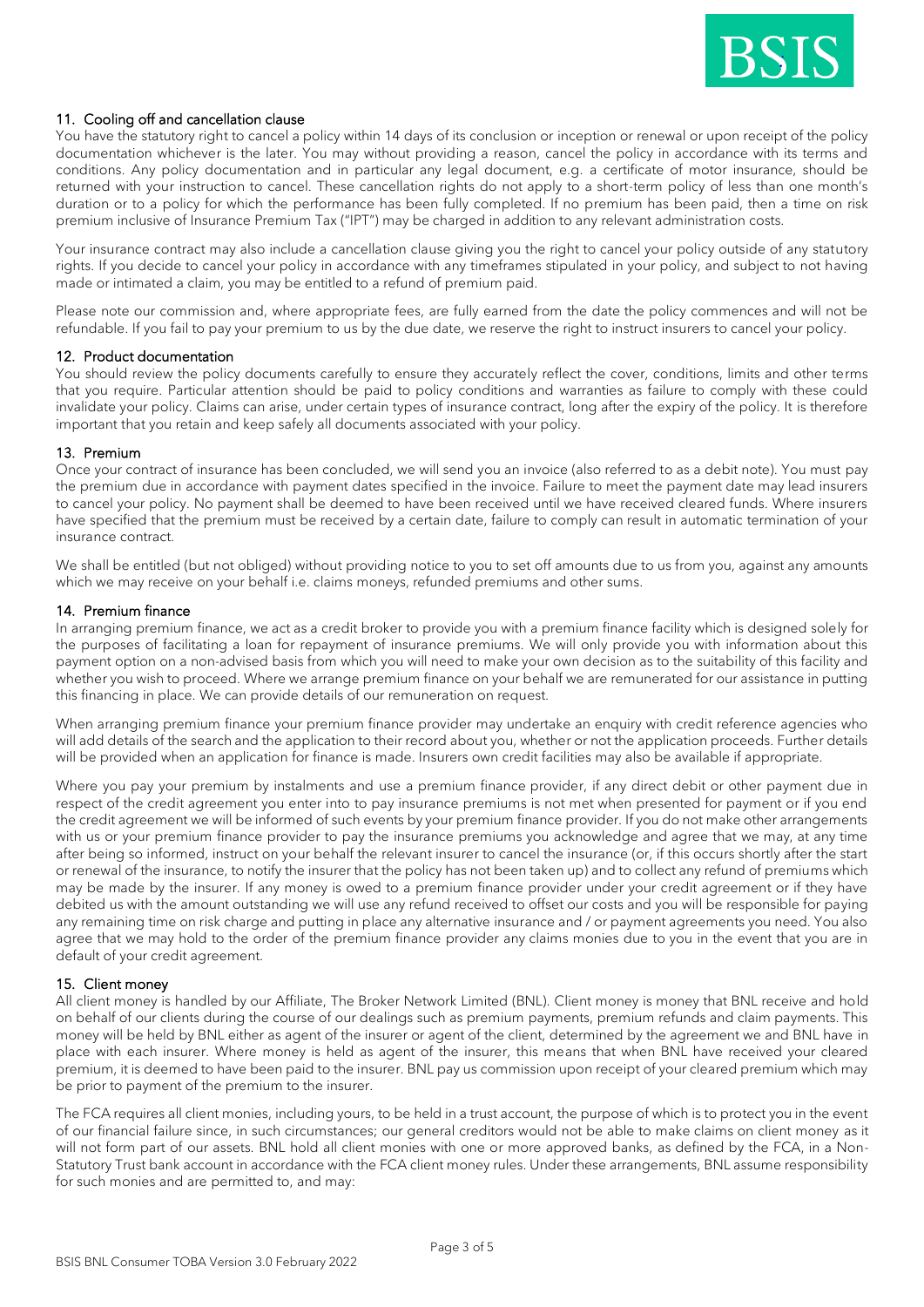## 11. Cooling off and cancellation clause

You have the statutory right to cancel a policy within 14 days of its conclusion or inception or renewal or upon receipt of the policy documentation whichever is the later. You may without providing a reason, cancel the policy in accordance with its terms and conditions. Any policy documentation and in particular any legal document, e.g. a certificate of motor insurance, should be returned with your instruction to cancel. These cancellation rights do not apply to a short-term policy of less than one month's duration or to a policy for which the performance has been fully completed. If no premium has been paid, then a time on risk premium inclusive of Insurance Premium Tax ("IPT") may be charged in addition to any relevant administration costs.

Your insurance contract may also include a cancellation clause giving you the right to cancel your policy outside of any statutory rights. If you decide to cancel your policy in accordance with any timeframes stipulated in your policy, and subject to not having made or intimated a claim, you may be entitled to a refund of premium paid.

Please note our commission and, where appropriate fees, are fully earned from the date the policy commences and will not be refundable. If you fail to pay your premium to us by the due date, we reserve the right to instruct insurers to cancel your policy.

## 12. Product documentation

You should review the policy documents carefully to ensure they accurately reflect the cover, conditions, limits and other terms that you require. Particular attention should be paid to policy conditions and warranties as failure to comply with these could invalidate your policy. Claims can arise, under certain types of insurance contract, long after the expiry of the policy. It is therefore important that you retain and keep safely all documents associated with your policy.

## 13. Premium

Once your contract of insurance has been concluded, we will send you an invoice (also referred to as a debit note). You must pay the premium due in accordance with payment dates specified in the invoice. Failure to meet the payment date may lead insurers to cancel your policy. No payment shall be deemed to have been received until we have received cleared funds. Where insurers have specified that the premium must be received by a certain date, failure to comply can result in automatic termination of your insurance contract.

We shall be entitled (but not obliged) without providing notice to you to set off amounts due to us from you, against any amounts which we may receive on your behalf i.e. claims moneys, refunded premiums and other sums.

## 14. Premium finance

In arranging premium finance, we act as a credit broker to provide you with a premium finance facility which is designed solely for the purposes of facilitating a loan for repayment of insurance premiums. We will only provide you with information about this payment option on a non-advised basis from which you will need to make your own decision as to the suitability of this facility and whether you wish to proceed. Where we arrange premium finance on your behalf we are remunerated for our assistance in putting this financing in place. We can provide details of our remuneration on request.

When arranging premium finance your premium finance provider may undertake an enquiry with credit reference agencies who will add details of the search and the application to their record about you, whether or not the application proceeds. Further details will be provided when an application for finance is made. Insurers own credit facilities may also be available if appropriate.

Where you pay your premium by instalments and use a premium finance provider, if any direct debit or other payment due in respect of the credit agreement you enter into to pay insurance premiums is not met when presented for payment or if you end the credit agreement we will be informed of such events by your premium finance provider. If you do not make other arrangements with us or your premium finance provider to pay the insurance premiums you acknowledge and agree that we may, at any time after being so informed, instruct on your behalf the relevant insurer to cancel the insurance (or, if this occurs shortly after the start or renewal of the insurance, to notify the insurer that the policy has not been taken up) and to collect any refund of premiums which may be made by the insurer. If any money is owed to a premium finance provider under your credit agreement or if they have debited us with the amount outstanding we will use any refund received to offset our costs and you will be responsible for paying any remaining time on risk charge and putting in place any alternative insurance and / or payment agreements you need. You also agree that we may hold to the order of the premium finance provider any claims monies due to you in the event that you are in default of your credit agreement.

## 15. Client money

All client money is handled by our Affiliate, The Broker Network Limited (BNL). Client money is money that BNL receive and hold on behalf of our clients during the course of our dealings such as premium payments, premium refunds and claim payments. This money will be held by BNL either as agent of the insurer or agent of the client, determined by the agreement we and BNL have in place with each insurer. Where money is held as agent of the insurer, this means that when BNL have received your cleared premium, it is deemed to have been paid to the insurer. BNL pay us commission upon receipt of your cleared premium which may be prior to payment of the premium to the insurer.

The FCA requires all client monies, including yours, to be held in a trust account, the purpose of which is to protect you in the event of our financial failure since, in such circumstances; our general creditors would not be able to make claims on client money as it will not form part of our assets. BNL hold all client monies with one or more approved banks, as defined by the FCA, in a Non-Statutory Trust bank account in accordance with the FCA client money rules. Under these arrangements, BNL assume responsibility for such monies and are permitted to, and may: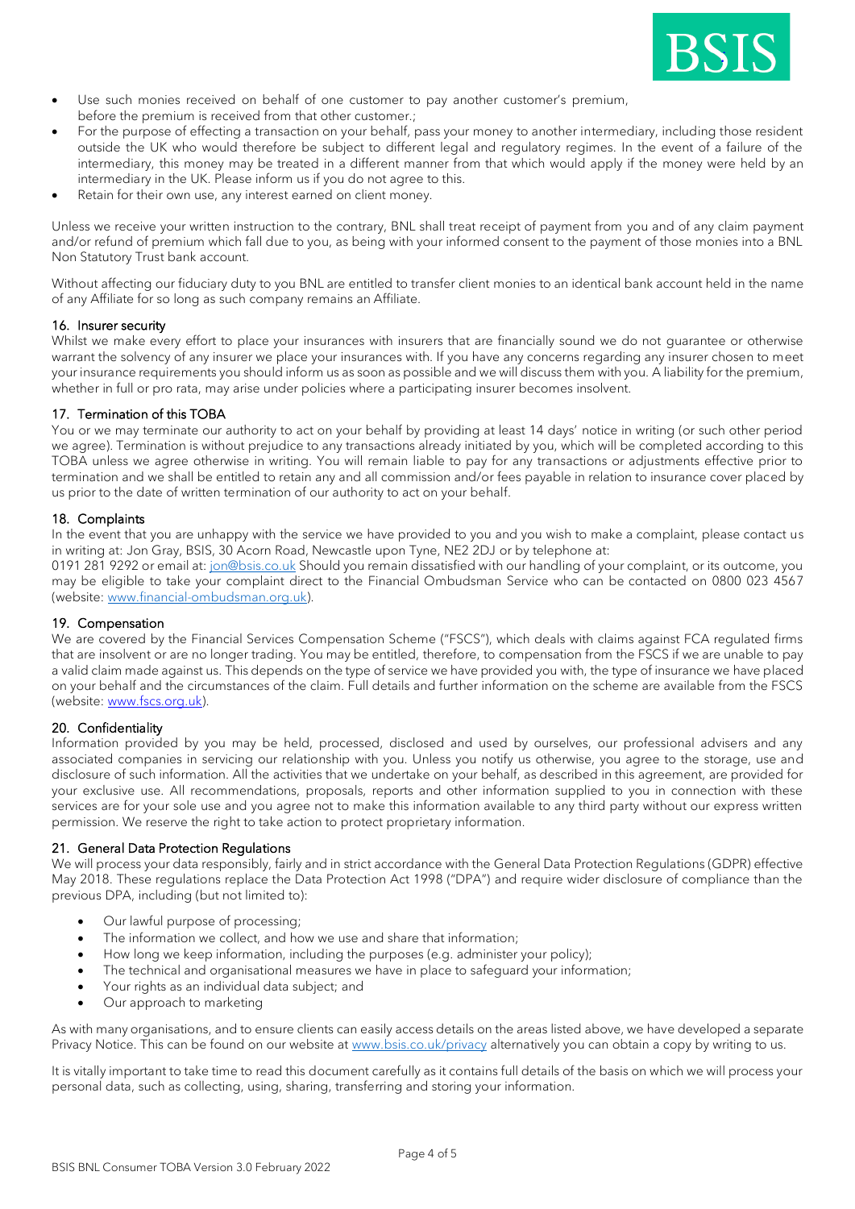- Use such monies received on behalf of one customer to pay another customer's premium, before the premium is received from that other customer.;
- For the purpose of effecting a transaction on your behalf, pass your money to another intermediary, including those resident outside the UK who would therefore be subject to different legal and regulatory regimes. In the event of a failure of the intermediary, this money may be treated in a different manner from that which would apply if the money were held by an intermediary in the UK. Please inform us if you do not agree to this.
- Retain for their own use, any interest earned on client money.

Unless we receive your written instruction to the contrary, BNL shall treat receipt of payment from you and of any claim payment and/or refund of premium which fall due to you, as being with your informed consent to the payment of those monies into a BNL Non Statutory Trust bank account.

Without affecting our fiduciary duty to you BNL are entitled to transfer client monies to an identical bank account held in the name of any Affiliate for so long as such company remains an Affiliate.

### 16. Insurer security

Whilst we make every effort to place your insurances with insurers that are financially sound we do not guarantee or otherwise warrant the solvency of any insurer we place your insurances with. If you have any concerns regarding any insurer chosen to meet your insurance requirements you should inform us as soon as possible and we will discuss them with you. A liability for the premium, whether in full or pro rata, may arise under policies where a participating insurer becomes insolvent.

### 17. Termination of this TOBA

You or we may terminate our authority to act on your behalf by providing at least 14 days' notice in writing (or such other period we agree). Termination is without prejudice to any transactions already initiated by you, which will be completed according to this TOBA unless we agree otherwise in writing. You will remain liable to pay for any transactions or adjustments effective prior to termination and we shall be entitled to retain any and all commission and/or fees payable in relation to insurance cover placed by us prior to the date of written termination of our authority to act on your behalf.

### 18. Complaints

In the event that you are unhappy with the service we have provided to you and you wish to make a complaint, please contact us in writing at: Jon Gray, BSIS, 30 Acorn Road, Newcastle upon Tyne, NE2 2DJ or by telephone at:
0191 281 9292 or email at: jon@bsis.co.uk Should you remain dissatisfied with our handling of your complaint, or its outcome, you may be eligible to take your complaint direct to the Financial Ombudsman Service who can be contacted on 0800 023 4567 (website: www.financial-ombudsman.org.uk).

### 19. Compensation

We are covered by the Financial Services Compensation Scheme ("FSCS"), which deals with claims against FCA regulated firms that are insolvent or are no longer trading. You may be entitled, therefore, to compensation from the FSCS if we are unable to pay a valid claim made against us. This depends on the type of service we have provided you with, the type of insurance we have placed on your behalf and the circumstances of the claim. Full details and further information on the scheme are available from the FSCS (website: www.fscs.org.uk).

### 20. Confidentiality

Information provided by you may be held, processed, disclosed and used by ourselves, our professional advisers and any associated companies in servicing our relationship with you. Unless you notify us otherwise, you agree to the storage, use and disclosure of such information. All the activities that we undertake on your behalf, as described in this agreement, are provided for your exclusive use. All recommendations, proposals, reports and other information supplied to you in connection with these services are for your sole use and you agree not to make this information available to any third party without our express written permission. We reserve the right to take action to protect proprietary information.

### 21. General Data Protection Regulations

We will process your data responsibly, fairly and in strict accordance with the General Data Protection Regulations (GDPR) effective May 2018. These regulations replace the Data Protection Act 1998 ("DPA") and require wider disclosure of compliance than the previous DPA, including (but not limited to):

- Our lawful purpose of processing;
- The information we collect, and how we use and share that information;
- How long we keep information, including the purposes (e.g. administer your policy);
- The technical and organisational measures we have in place to safeguard your information;
- Your rights as an individual data subject; and
- Our approach to marketing

As with many organisations, and to ensure clients can easily access details on the areas listed above, we have developed a separate Privacy Notice. This can be found on our website at www.bsis.co.uk/privacy alternatively you can obtain a copy by writing to us.

It is vitally important to take time to read this document carefully as it contains full details of the basis on which we will process your personal data, such as collecting, using, sharing, transferring and storing your information.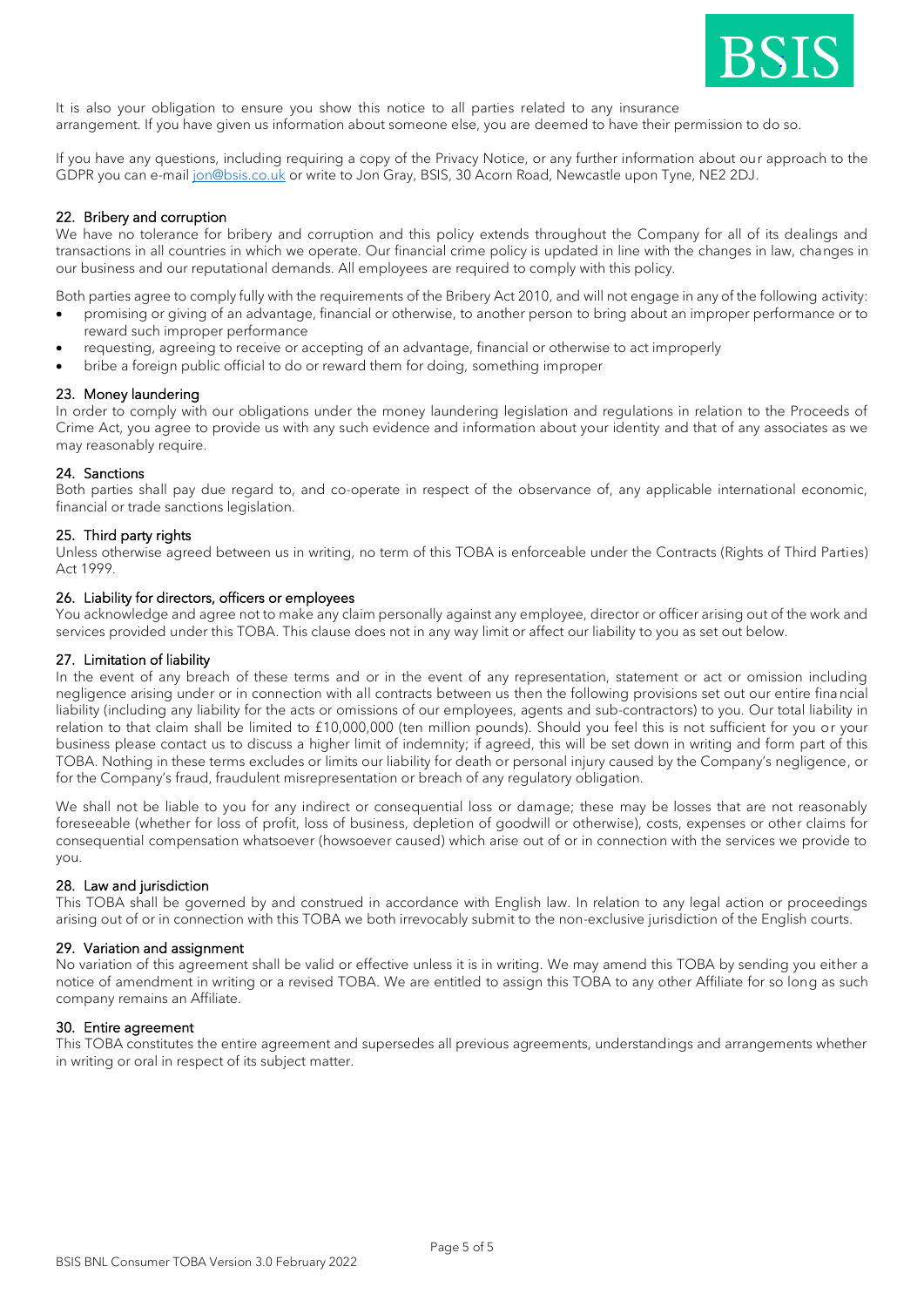It is also your obligation to ensure you show this notice to all parties related to any insurance arrangement. If you have given us information about someone else, you are deemed to have their permission to do so.

If you have any questions, including requiring a copy of the Privacy Notice, or any further information about our approach to the GDPR you can e-mail jon@bsis.co.uk or write to Jon Gray, BSIS, 30 Acorn Road, Newcastle upon Tyne, NE2 2DJ.

## 22. Bribery and corruption

We have no tolerance for bribery and corruption and this policy extends throughout the Company for all of its dealings and transactions in all countries in which we operate. Our financial crime policy is updated in line with the changes in law, changes in our business and our reputational demands. All employees are required to comply with this policy.

Both parties agree to comply fully with the requirements of the Bribery Act 2010, and will not engage in any of the following activity:

- promising or giving of an advantage, financial or otherwise, to another person to bring about an improper performance or to reward such improper performance
- requesting, agreeing to receive or accepting of an advantage, financial or otherwise to act improperly
- bribe a foreign public official to do or reward them for doing, something improper

## 23. Money laundering

In order to comply with our obligations under the money laundering legislation and regulations in relation to the Proceeds of Crime Act, you agree to provide us with any such evidence and information about your identity and that of any associates as we may reasonably require.

## 24. Sanctions

Both parties shall pay due regard to, and co-operate in respect of the observance of, any applicable international economic, financial or trade sanctions legislation.

## 25. Third party rights

Unless otherwise agreed between us in writing, no term of this TOBA is enforceable under the Contracts (Rights of Third Parties) Act 1999.

## 26. Liability for directors, officers or employees

You acknowledge and agree not to make any claim personally against any employee, director or officer arising out of the work and services provided under this TOBA. This clause does not in any way limit or affect our liability to you as set out below.

## 27. Limitation of liability

In the event of any breach of these terms and or in the event of any representation, statement or act or omission including negligence arising under or in connection with all contracts between us then the following provisions set out our entire financial liability (including any liability for the acts or omissions of our employees, agents and sub-contractors) to you. Our total liability in relation to that claim shall be limited to £10,000,000 (ten million pounds). Should you feel this is not sufficient for you or your business please contact us to discuss a higher limit of indemnity; if agreed, this will be set down in writing and form part of this TOBA. Nothing in these terms excludes or limits our liability for death or personal injury caused by the Company's negligence, or for the Company's fraud, fraudulent misrepresentation or breach of any regulatory obligation.

We shall not be liable to you for any indirect or consequential loss or damage; these may be losses that are not reasonably foreseeable (whether for loss of profit, loss of business, depletion of goodwill or otherwise), costs, expenses or other claims for consequential compensation whatsoever (howsoever caused) which arise out of or in connection with the services we provide to you.

## 28. Law and jurisdiction

This TOBA shall be governed by and construed in accordance with English law. In relation to any legal action or proceedings arising out of or in connection with this TOBA we both irrevocably submit to the non-exclusive jurisdiction of the English courts.

## 29. Variation and assignment

No variation of this agreement shall be valid or effective unless it is in writing. We may amend this TOBA by sending you either a notice of amendment in writing or a revised TOBA. We are entitled to assign this TOBA to any other Affiliate for so long as such company remains an Affiliate.

## 30. Entire agreement

This TOBA constitutes the entire agreement and supersedes all previous agreements, understandings and arrangements whether in writing or oral in respect of its subject matter.